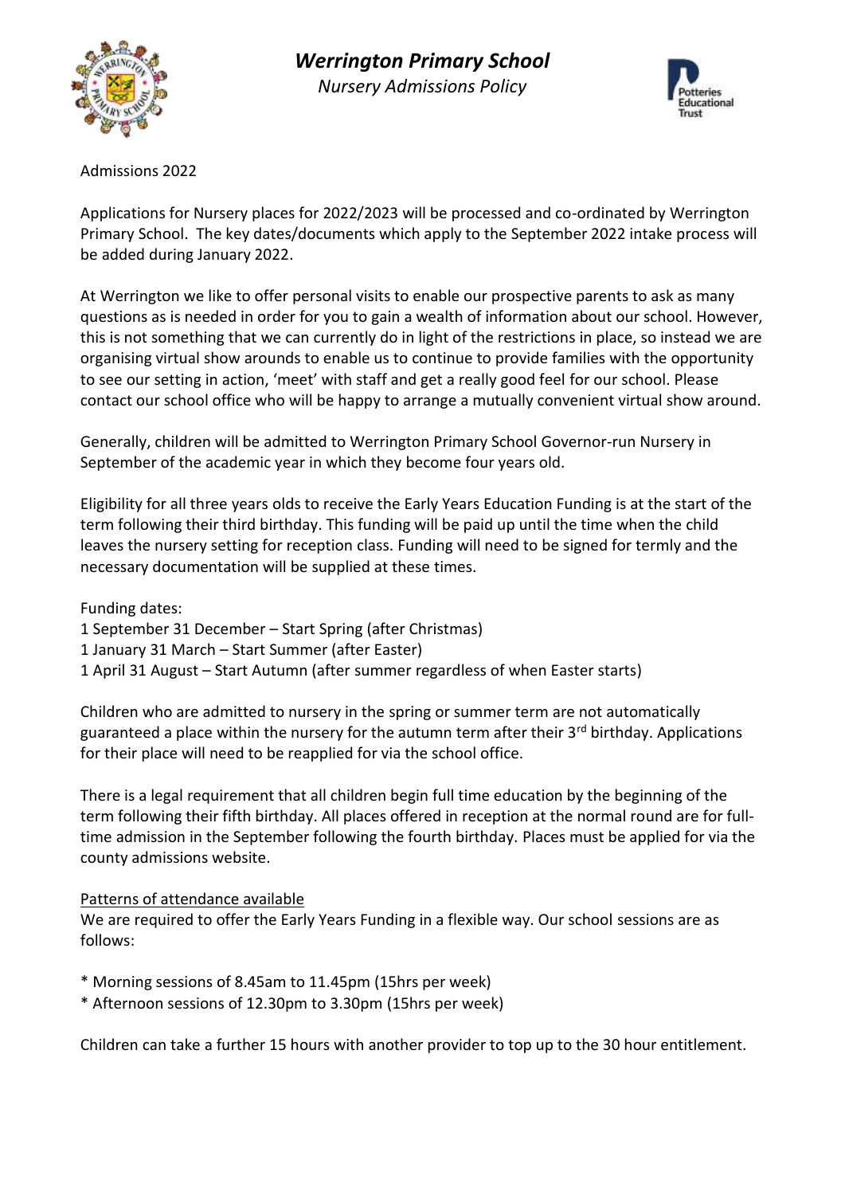# *Werrington Primary School*

*Nursery Admissions Policy*

Admissions 2022

Applications for Nursery places for 2022/2023 will be processed and co-ordinated by Werrington Primary School. The key dates/documents which apply to the September 2022 intake process will be added during January 2022.

At Werrington we like to offer personal visits to enable our prospective parents to ask as many questions as is needed in order for you to gain a wealth of information about our school. However, this is not something that we can currently do in light of the restrictions in place, so instead we are organising virtual show arounds to enable us to continue to provide families with the opportunity to see our setting in action, 'meet' with staff and get a really good feel for our school. Please contact our school office who will be happy to arrange a mutually convenient virtual show around.

Generally, children will be admitted to Werrington Primary School Governor-run Nursery in September of the academic year in which they become four years old.

Eligibility for all three years olds to receive the Early Years Education Funding is at the start of the term following their third birthday. This funding will be paid up until the time when the child leaves the nursery setting for reception class. Funding will need to be signed for termly and the necessary documentation will be supplied at these times.

Funding dates:
1 September 31 December – Start Spring (after Christmas)
1 January 31 March – Start Summer (after Easter)
1 April 31 August – Start Autumn (after summer regardless of when Easter starts)

Children who are admitted to nursery in the spring or summer term are not automatically guaranteed a place within the nursery for the autumn term after their 3rd birthday. Applications for their place will need to be reapplied for via the school office.

There is a legal requirement that all children begin full time education by the beginning of the term following their fifth birthday. All places offered in reception at the normal round are for full-time admission in the September following the fourth birthday. Places must be applied for via the county admissions website.

<u>Patterns of attendance available</u>

We are required to offer the Early Years Funding in a flexible way. Our school sessions are as follows:

* Morning sessions of 8.45am to 11.45pm (15hrs per week)
* Afternoon sessions of 12.30pm to 3.30pm (15hrs per week)

Children can take a further 15 hours with another provider to top up to the 30 hour entitlement.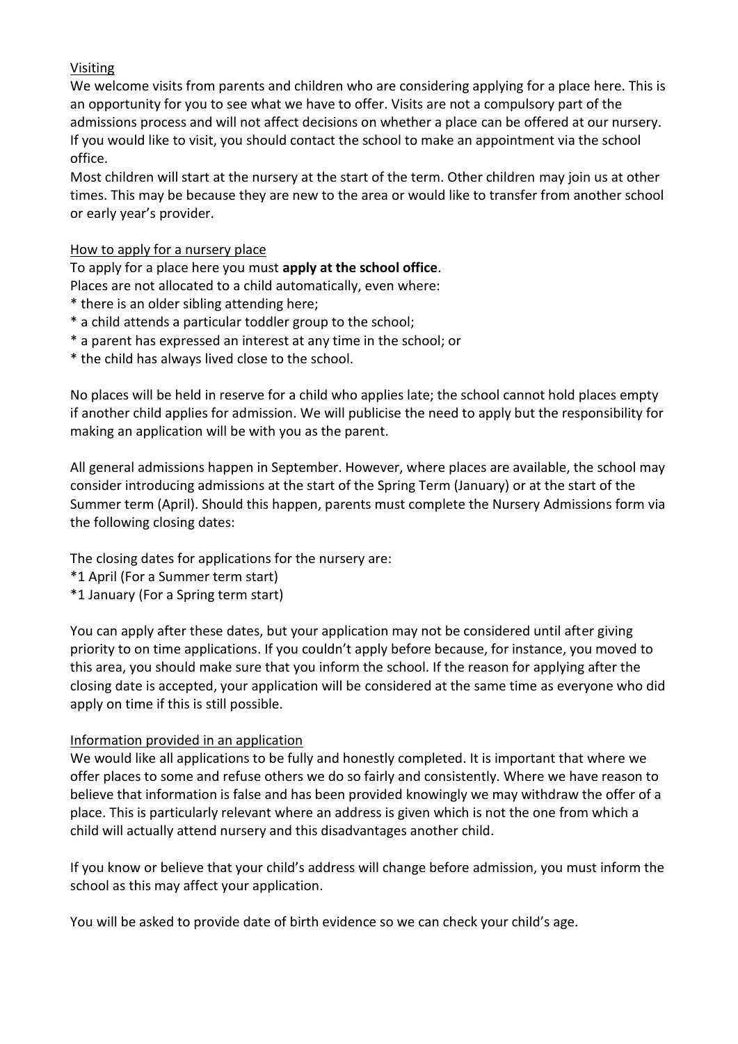## Visiting

We welcome visits from parents and children who are considering applying for a place here. This is an opportunity for you to see what we have to offer. Visits are not a compulsory part of the admissions process and will not affect decisions on whether a place can be offered at our nursery. If you would like to visit, you should contact the school to make an appointment via the school office.

Most children will start at the nursery at the start of the term. Other children may join us at other times. This may be because they are new to the area or would like to transfer from another school or early year's provider.

## How to apply for a nursery place

To apply for a place here you must **apply at the school office**.

Places are not allocated to a child automatically, even where:

* there is an older sibling attending here;
* a child attends a particular toddler group to the school;
* a parent has expressed an interest at any time in the school; or
* the child has always lived close to the school.

No places will be held in reserve for a child who applies late; the school cannot hold places empty if another child applies for admission. We will publicise the need to apply but the responsibility for making an application will be with you as the parent.

All general admissions happen in September. However, where places are available, the school may consider introducing admissions at the start of the Spring Term (January) or at the start of the Summer term (April). Should this happen, parents must complete the Nursery Admissions form via the following closing dates:

The closing dates for applications for the nursery are:

* 1 April (For a Summer term start)
* 1 January (For a Spring term start)

You can apply after these dates, but your application may not be considered until after giving priority to on time applications. If you couldn't apply before because, for instance, you moved to this area, you should make sure that you inform the school. If the reason for applying after the closing date is accepted, your application will be considered at the same time as everyone who did apply on time if this is still possible.

## Information provided in an application

We would like all applications to be fully and honestly completed. It is important that where we offer places to some and refuse others we do so fairly and consistently. Where we have reason to believe that information is false and has been provided knowingly we may withdraw the offer of a place. This is particularly relevant where an address is given which is not the one from which a child will actually attend nursery and this disadvantages another child.

If you know or believe that your child's address will change before admission, you must inform the school as this may affect your application.

You will be asked to provide date of birth evidence so we can check your child's age.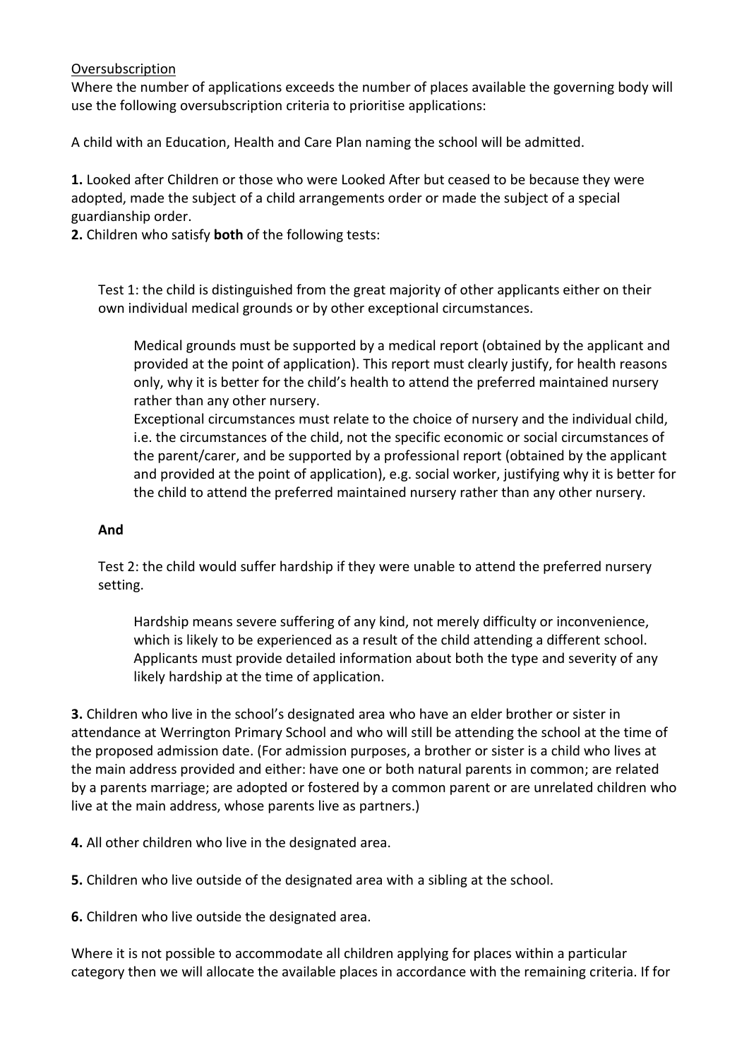Oversubscription

Where the number of applications exceeds the number of places available the governing body will use the following oversubscription criteria to prioritise applications:

A child with an Education, Health and Care Plan naming the school will be admitted.

**1.** Looked after Children or those who were Looked After but ceased to be because they were adopted, made the subject of a child arrangements order or made the subject of a special guardianship order.

**2.** Children who satisfy **both** of the following tests:

> Test 1: the child is distinguished from the great majority of other applicants either on their own individual medical grounds or by other exceptional circumstances.
>
> > Medical grounds must be supported by a medical report (obtained by the applicant and provided at the point of application). This report must clearly justify, for health reasons only, why it is better for the child's health to attend the preferred maintained nursery rather than any other nursery.
> >
> > Exceptional circumstances must relate to the choice of nursery and the individual child, i.e. the circumstances of the child, not the specific economic or social circumstances of the parent/carer, and be supported by a professional report (obtained by the applicant and provided at the point of application), e.g. social worker, justifying why it is better for the child to attend the preferred maintained nursery rather than any other nursery.
>
> **And**
>
> Test 2: the child would suffer hardship if they were unable to attend the preferred nursery setting.
>
> > Hardship means severe suffering of any kind, not merely difficulty or inconvenience, which is likely to be experienced as a result of the child attending a different school. Applicants must provide detailed information about both the type and severity of any likely hardship at the time of application.

**3.** Children who live in the school's designated area who have an elder brother or sister in attendance at Werrington Primary School and who will still be attending the school at the time of the proposed admission date. (For admission purposes, a brother or sister is a child who lives at the main address provided and either: have one or both natural parents in common; are related by a parents marriage; are adopted or fostered by a common parent or are unrelated children who live at the main address, whose parents live as partners.)

**4.** All other children who live in the designated area.

**5.** Children who live outside of the designated area with a sibling at the school.

**6.** Children who live outside the designated area.

Where it is not possible to accommodate all children applying for places within a particular category then we will allocate the available places in accordance with the remaining criteria. If for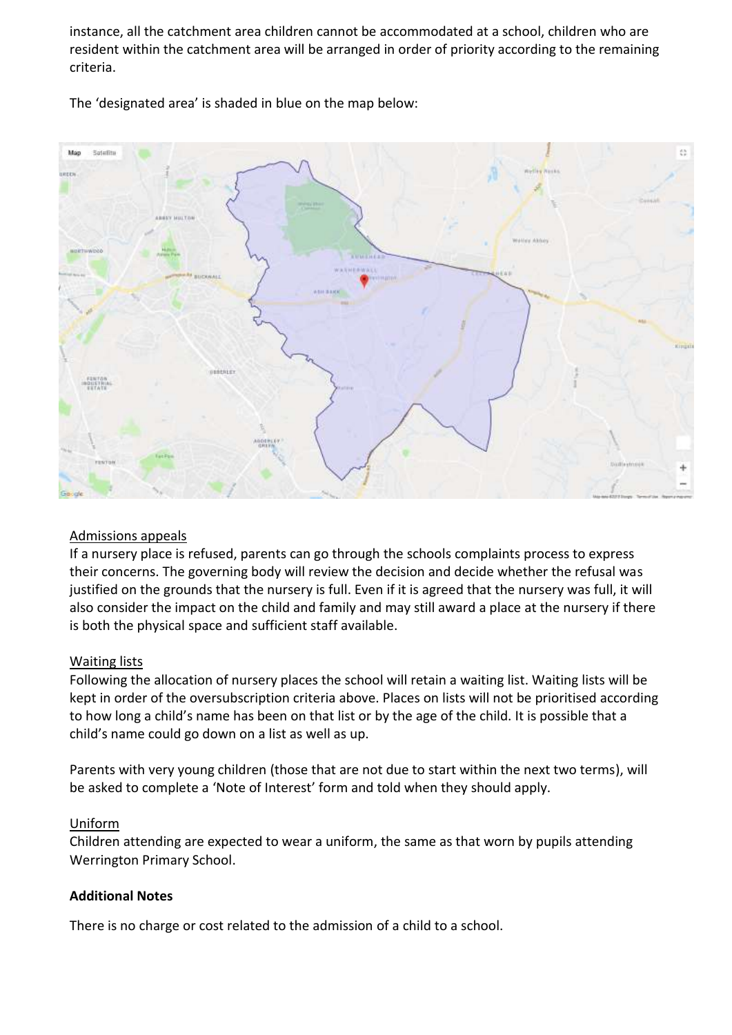instance, all the catchment area children cannot be accommodated at a school, children who are resident within the catchment area will be arranged in order of priority according to the remaining criteria.

The 'designated area' is shaded in blue on the map below:

Admissions appeals

If a nursery place is refused, parents can go through the schools complaints process to express their concerns. The governing body will review the decision and decide whether the refusal was justified on the grounds that the nursery is full. Even if it is agreed that the nursery was full, it will also consider the impact on the child and family and may still award a place at the nursery if there is both the physical space and sufficient staff available.

Waiting lists

Following the allocation of nursery places the school will retain a waiting list. Waiting lists will be kept in order of the oversubscription criteria above. Places on lists will not be prioritised according to how long a child's name has been on that list or by the age of the child. It is possible that a child's name could go down on a list as well as up.

Parents with very young children (those that are not due to start within the next two terms), will be asked to complete a 'Note of Interest' form and told when they should apply.

Uniform

Children attending are expected to wear a uniform, the same as that worn by pupils attending Werrington Primary School.

**Additional Notes**

There is no charge or cost related to the admission of a child to a school.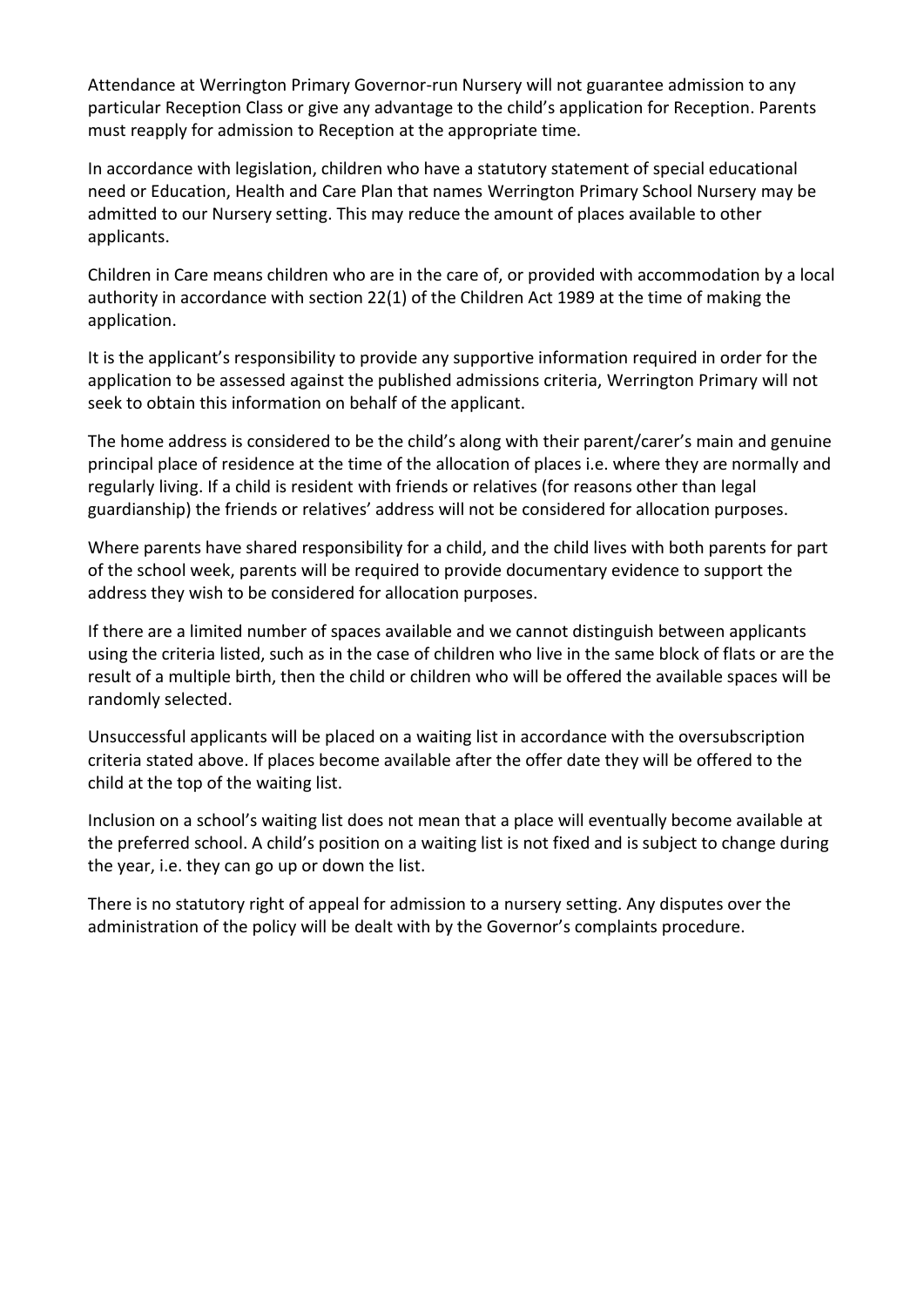Attendance at Werrington Primary Governor-run Nursery will not guarantee admission to any particular Reception Class or give any advantage to the child's application for Reception. Parents must reapply for admission to Reception at the appropriate time.

In accordance with legislation, children who have a statutory statement of special educational need or Education, Health and Care Plan that names Werrington Primary School Nursery may be admitted to our Nursery setting. This may reduce the amount of places available to other applicants.

Children in Care means children who are in the care of, or provided with accommodation by a local authority in accordance with section 22(1) of the Children Act 1989 at the time of making the application.

It is the applicant's responsibility to provide any supportive information required in order for the application to be assessed against the published admissions criteria, Werrington Primary will not seek to obtain this information on behalf of the applicant.

The home address is considered to be the child's along with their parent/carer's main and genuine principal place of residence at the time of the allocation of places i.e. where they are normally and regularly living. If a child is resident with friends or relatives (for reasons other than legal guardianship) the friends or relatives' address will not be considered for allocation purposes.

Where parents have shared responsibility for a child, and the child lives with both parents for part of the school week, parents will be required to provide documentary evidence to support the address they wish to be considered for allocation purposes.

If there are a limited number of spaces available and we cannot distinguish between applicants using the criteria listed, such as in the case of children who live in the same block of flats or are the result of a multiple birth, then the child or children who will be offered the available spaces will be randomly selected.

Unsuccessful applicants will be placed on a waiting list in accordance with the oversubscription criteria stated above. If places become available after the offer date they will be offered to the child at the top of the waiting list.

Inclusion on a school's waiting list does not mean that a place will eventually become available at the preferred school. A child's position on a waiting list is not fixed and is subject to change during the year, i.e. they can go up or down the list.

There is no statutory right of appeal for admission to a nursery setting. Any disputes over the administration of the policy will be dealt with by the Governor's complaints procedure.